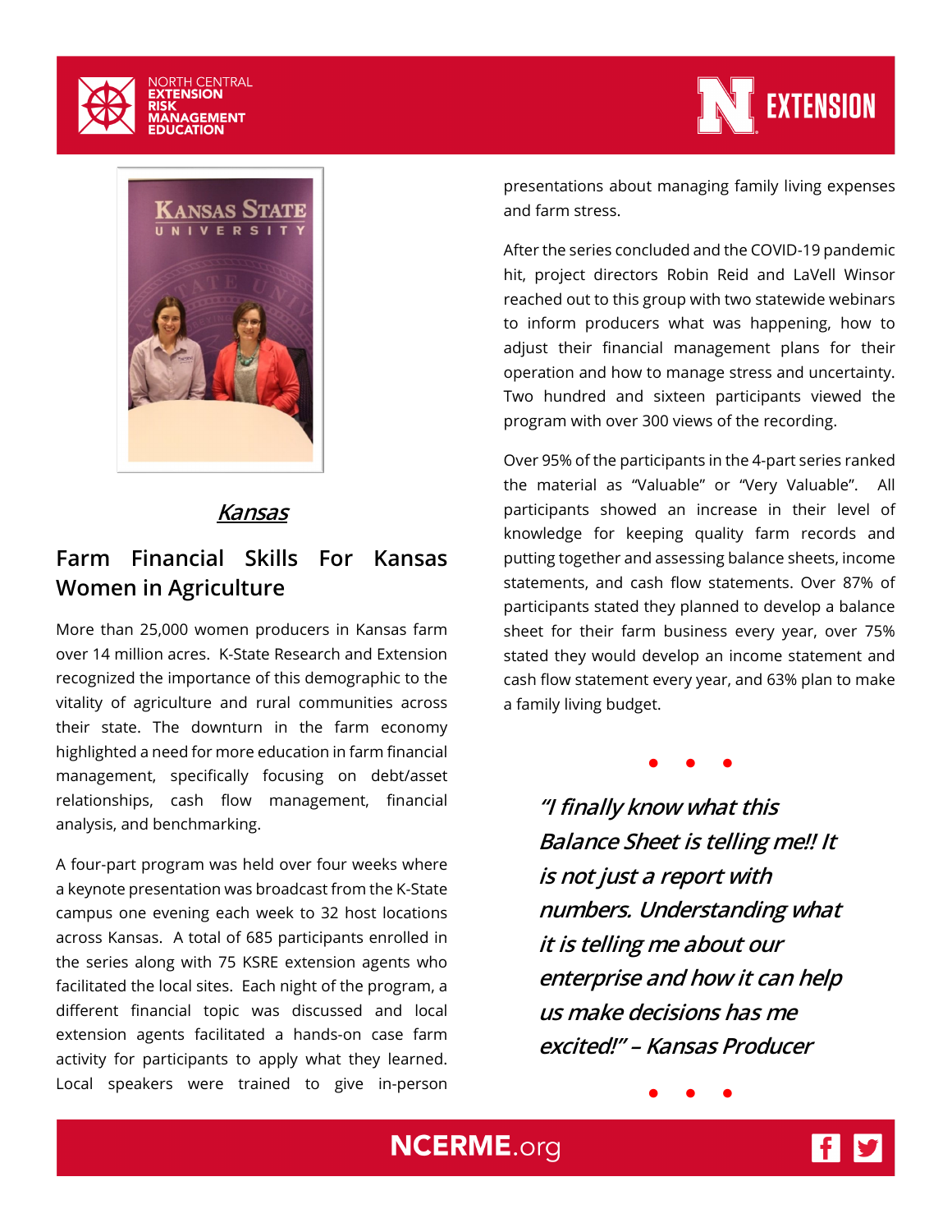## *Kansas*

## Farm Financial Skills For Kansas Women in Agriculture

More than 25,000 women producers in Kansas farm over 14 million acres. K-State Research and Extension recognized the importance of this demographic to the vitality of agriculture and rural communities across their state. The downturn in the farm economy highlighted a need for more education in farm financial management, specifically focusing on debt/asset relationships, cash flow management, financial analysis, and benchmarking.

A four-part program was held over four weeks where a keynote presentation was broadcast from the K-State campus one evening each week to 32 host locations across Kansas. A total of 685 participants enrolled in the series along with 75 KSRE extension agents who facilitated the local sites. Each night of the program, a different financial topic was discussed and local extension agents facilitated a hands-on case farm activity for participants to apply what they learned. Local speakers were trained to give in-person presentations about managing family living expenses and farm stress.

After the series concluded and the COVID-19 pandemic hit, project directors Robin Reid and LaVell Winsor reached out to this group with two statewide webinars to inform producers what was happening, how to adjust their financial management plans for their operation and how to manage stress and uncertainty. Two hundred and sixteen participants viewed the program with over 300 views of the recording.

Over 95% of the participants in the 4-part series ranked the material as "Valuable" or "Very Valuable". All participants showed an increase in their level of knowledge for keeping quality farm records and putting together and assessing balance sheets, income statements, and cash flow statements. Over 87% of participants stated they planned to develop a balance sheet for their farm business every year, over 75% stated they would develop an income statement and cash flow statement every year, and 63% plan to make a family living budget.

*"I finally know what this Balance Sheet is telling me!! It is not just a report with numbers. Understanding what it is telling me about our enterprise and how it can help us make decisions has me excited!" – Kansas Producer*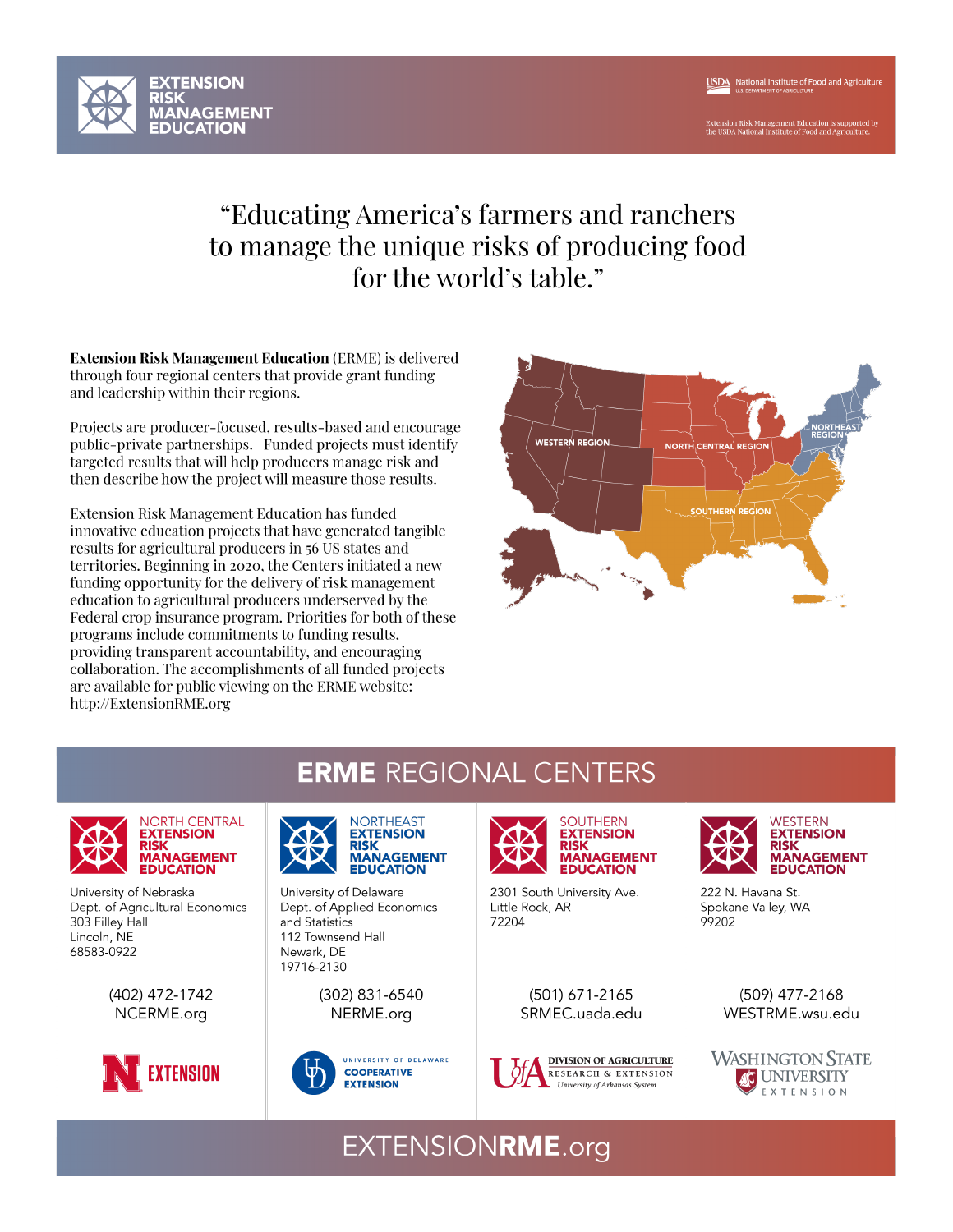# EXTENSION RISK MANAGEMENT EDUCATION

USDA National Institute of Food and Agriculture
U.S. DEPARTMENT OF AGRICULTURE

Extension Risk Management Education is supported by the USDA National Institute of Food and Agriculture.

## "Educating America's farmers and ranchers to manage the unique risks of producing food for the world's table."

**Extension Risk Management Education** (ERME) is delivered through four regional centers that provide grant funding and leadership within their regions.

Projects are producer-focused, results-based and encourage public-private partnerships. Funded projects must identify targeted results that will help producers manage risk and then describe how the project will measure those results.

Extension Risk Management Education has funded innovative education projects that have generated tangible results for agricultural producers in 56 US states and territories. Beginning in 2020, the Centers initiated a new funding opportunity for the delivery of risk management education to agricultural producers underserved by the Federal crop insurance program. Priorities for both of these programs include commitments to funding results, providing transparent accountability, and encouraging collaboration. The accomplishments of all funded projects are available for public viewing on the ERME website: http://ExtensionRME.org

WESTERN REGION
NORTH CENTRAL REGION
NORTHEAST REGION
SOUTHERN REGION

## ERME REGIONAL CENTERS

### NORTH CENTRAL EXTENSION RISK MANAGEMENT EDUCATION

University of Nebraska
Dept. of Agricultural Economics
303 Filley Hall
Lincoln, NE
68583-0922

(402) 472-1742
NCERME.org

N EXTENSION

### NORTHEAST EXTENSION RISK MANAGEMENT EDUCATION

University of Delaware
Dept. of Applied Economics and Statistics
112 Townsend Hall
Newark, DE
19716-2130

(302) 831-6540
NERME.org

UNIVERSITY OF DELAWARE COOPERATIVE EXTENSION

### SOUTHERN EXTENSION RISK MANAGEMENT EDUCATION

2301 South University Ave.
Little Rock, AR
72204

(501) 671-2165
SRMEC.uada.edu

UofA DIVISION OF AGRICULTURE RESEARCH & EXTENSION University of Arkansas System

### WESTERN EXTENSION RISK MANAGEMENT EDUCATION

222 N. Havana St.
Spokane Valley, WA
99202

(509) 477-2168
WESTRME.wsu.edu

WASHINGTON STATE UNIVERSITY EXTENSION

EXTENSIONRME.org